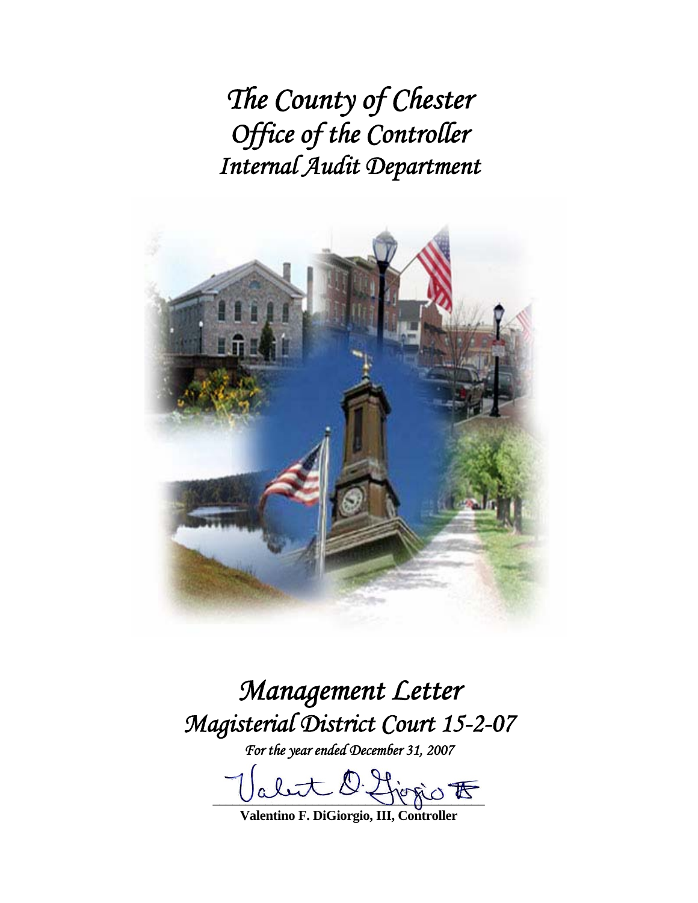# *The County of Chester*
# *Office of the Controller*
# *Internal Audit Department*

# *Management Letter*
# *Magisterial District Court 15-2-07*

*For the year ended December 31, 2007*

**Valentino F. DiGiorgio, III, Controller**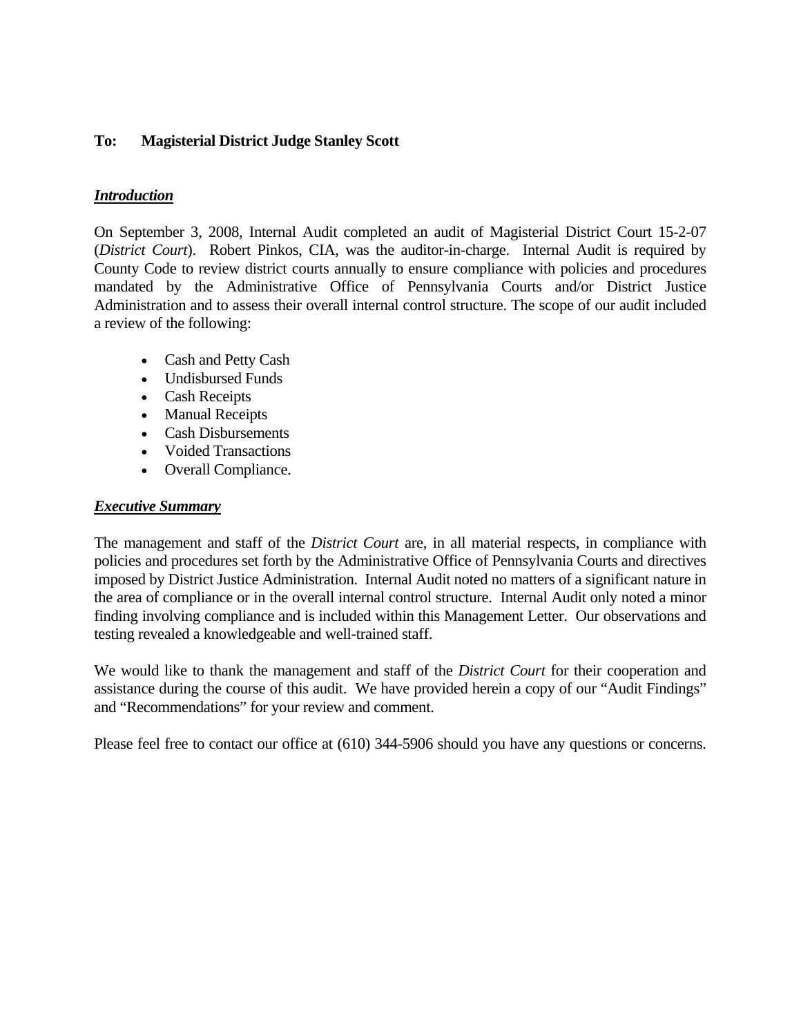**To: Magisterial District Judge Stanley Scott**

***Introduction***

On September 3, 2008, Internal Audit completed an audit of Magisterial District Court 15-2-07 (*District Court*). Robert Pinkos, CIA, was the auditor-in-charge. Internal Audit is required by County Code to review district courts annually to ensure compliance with policies and procedures mandated by the Administrative Office of Pennsylvania Courts and/or District Justice Administration and to assess their overall internal control structure. The scope of our audit included a review of the following:

- Cash and Petty Cash
- Undisbursed Funds
- Cash Receipts
- Manual Receipts
- Cash Disbursements
- Voided Transactions
- Overall Compliance.

***Executive Summary***

The management and staff of the *District Court* are, in all material respects, in compliance with policies and procedures set forth by the Administrative Office of Pennsylvania Courts and directives imposed by District Justice Administration. Internal Audit noted no matters of a significant nature in the area of compliance or in the overall internal control structure. Internal Audit only noted a minor finding involving compliance and is included within this Management Letter. Our observations and testing revealed a knowledgeable and well-trained staff.

We would like to thank the management and staff of the *District Court* for their cooperation and assistance during the course of this audit. We have provided herein a copy of our "Audit Findings" and "Recommendations" for your review and comment.

Please feel free to contact our office at (610) 344-5906 should you have any questions or concerns.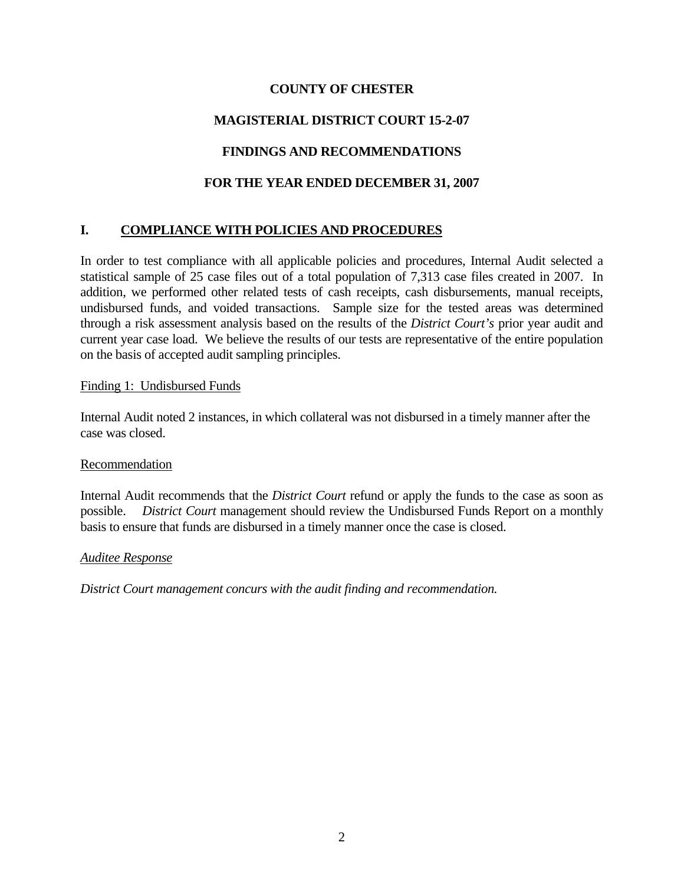**COUNTY OF CHESTER**

**MAGISTERIAL DISTRICT COURT 15-2-07**

**FINDINGS AND RECOMMENDATIONS**

**FOR THE YEAR ENDED DECEMBER 31, 2007**

## I. COMPLIANCE WITH POLICIES AND PROCEDURES

In order to test compliance with all applicable policies and procedures, Internal Audit selected a statistical sample of 25 case files out of a total population of 7,313 case files created in 2007. In addition, we performed other related tests of cash receipts, cash disbursements, manual receipts, undisbursed funds, and voided transactions. Sample size for the tested areas was determined through a risk assessment analysis based on the results of the *District Court's* prior year audit and current year case load. We believe the results of our tests are representative of the entire population on the basis of accepted audit sampling principles.

Finding 1: Undisbursed Funds

Internal Audit noted 2 instances, in which collateral was not disbursed in a timely manner after the case was closed.

Recommendation

Internal Audit recommends that the *District Court* refund or apply the funds to the case as soon as possible. *District Court* management should review the Undisbursed Funds Report on a monthly basis to ensure that funds are disbursed in a timely manner once the case is closed.

*Auditee Response*

*District Court management concurs with the audit finding and recommendation.*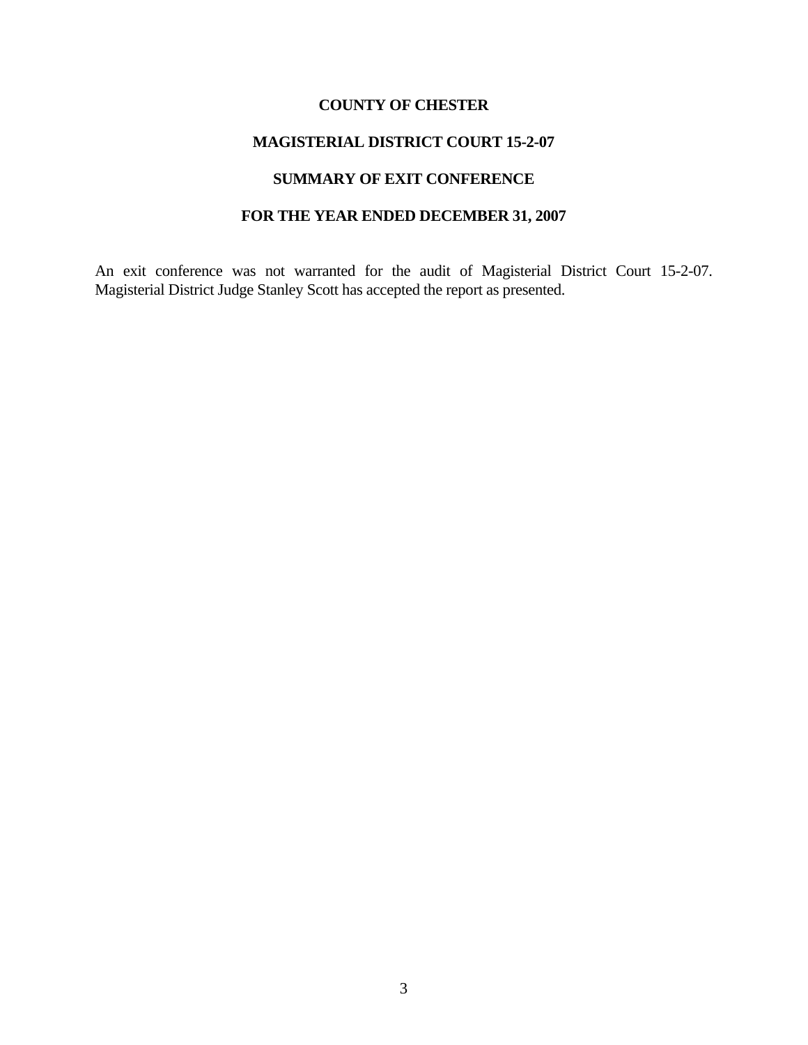**COUNTY OF CHESTER**

**MAGISTERIAL DISTRICT COURT 15-2-07**

**SUMMARY OF EXIT CONFERENCE**

**FOR THE YEAR ENDED DECEMBER 31, 2007**

An exit conference was not warranted for the audit of Magisterial District Court 15-2-07. Magisterial District Judge Stanley Scott has accepted the report as presented.